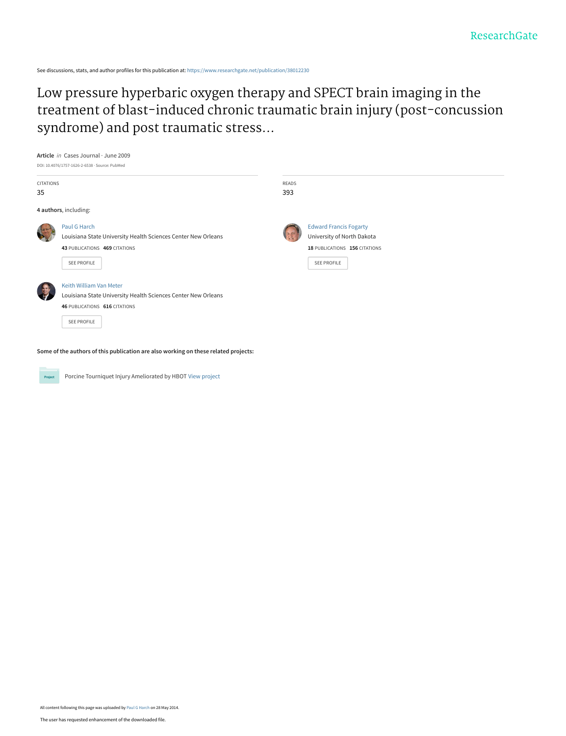See discussions, stats, and author profiles for this publication at: https://www.researchgate.net/publication/38012230

# Low pressure hyperbaric oxygen therapy and SPECT brain imaging in the treatment of blast-induced chronic traumatic brain injury (post-concussion syndrome) and post traumatic stress...

**Article** *in* Cases Journal · June 2009

DOI: 10.4076/1757-1626-2-6538 · Source: PubMed

CITATIONS
35

READS
393

**4 authors**, including:

Paul G Harch
Louisiana State University Health Sciences Center New Orleans
**43** PUBLICATIONS **469** CITATIONS

SEE PROFILE

Edward Francis Fogarty
University of North Dakota
**18** PUBLICATIONS **156** CITATIONS

SEE PROFILE

Keith William Van Meter
Louisiana State University Health Sciences Center New Orleans
**46** PUBLICATIONS **616** CITATIONS

SEE PROFILE

**Some of the authors of this publication are also working on these related projects:**

Project: Porcine Tourniquet Injury Ameliorated by HBOT View project

All content following this page was uploaded by Paul G Harch on 28 May 2014.

The user has requested enhancement of the downloaded file.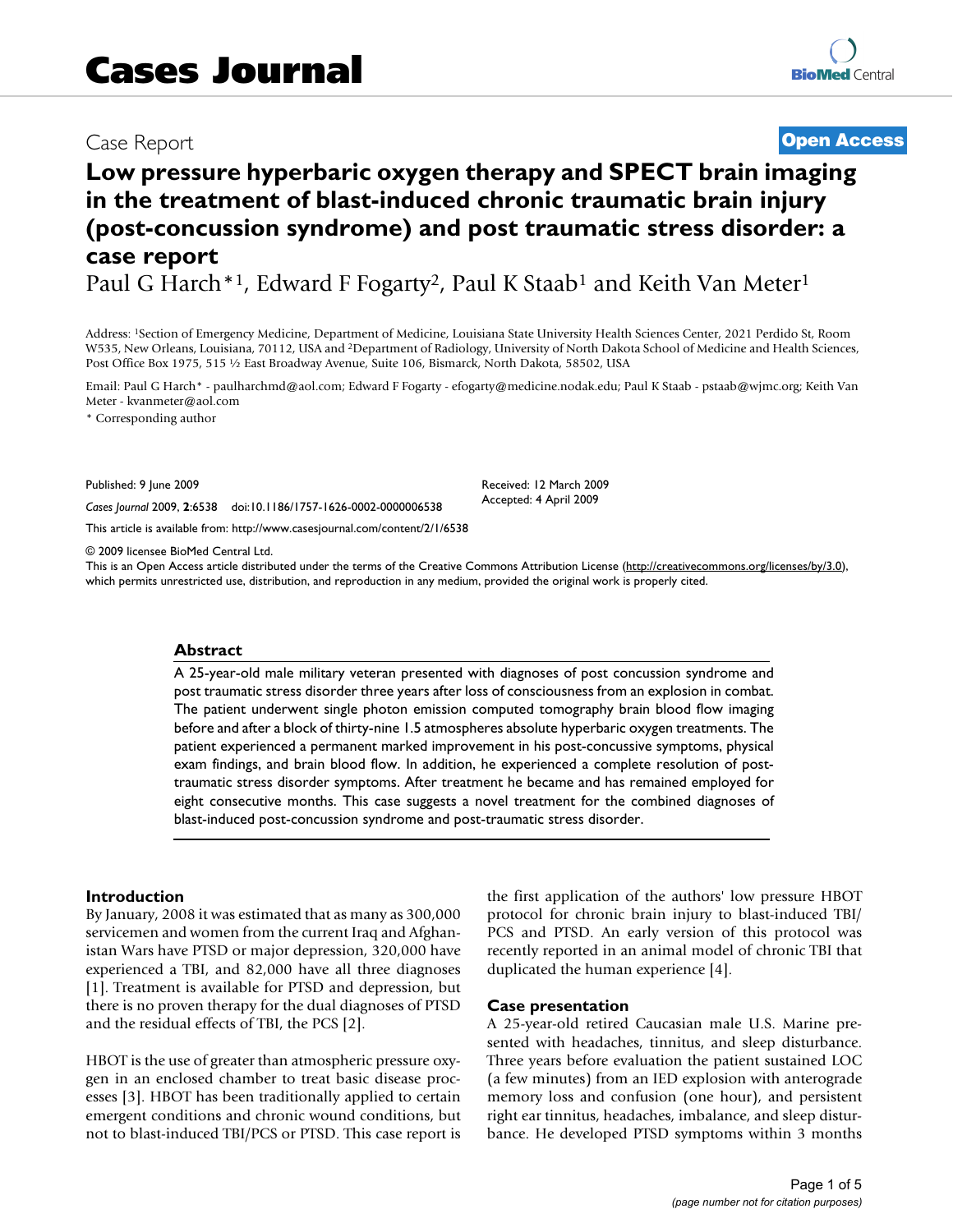# Cases Journal

## Case Report

**Open Access**

# Low pressure hyperbaric oxygen therapy and SPECT brain imaging in the treatment of blast-induced chronic traumatic brain injury (post-concussion syndrome) and post traumatic stress disorder: a case report

Paul G Harch*[1], Edward F Fogarty[2], Paul K Staab[1] and Keith Van Meter[1]

Address: [1]Section of Emergency Medicine, Department of Medicine, Louisiana State University Health Sciences Center, 2021 Perdido St, Room W535, New Orleans, Louisiana, 70112, USA and [2]Department of Radiology, University of North Dakota School of Medicine and Health Sciences, Post Office Box 1975, 515 ½ East Broadway Avenue, Suite 106, Bismarck, North Dakota, 58502, USA

Email: Paul G Harch* - paulharchmd@aol.com; Edward F Fogarty - efogarty@medicine.nodak.edu; Paul K Staab - pstaab@wjmc.org; Keith Van Meter - kvanmeter@aol.com

* Corresponding author

Published: 9 June 2009

*Cases Journal* 2009, **2**:6538 doi:10.1186/1757-1626-0002-0000006538

Received: 12 March 2009
Accepted: 4 April 2009

This article is available from: http://www.casesjournal.com/content/2/1/6538

© 2009 licensee BioMed Central Ltd.
This is an Open Access article distributed under the terms of the Creative Commons Attribution License (http://creativecommons.org/licenses/by/3.0), which permits unrestricted use, distribution, and reproduction in any medium, provided the original work is properly cited.

## Abstract

A 25-year-old male military veteran presented with diagnoses of post concussion syndrome and post traumatic stress disorder three years after loss of consciousness from an explosion in combat. The patient underwent single photon emission computed tomography brain blood flow imaging before and after a block of thirty-nine 1.5 atmospheres absolute hyperbaric oxygen treatments. The patient experienced a permanent marked improvement in his post-concussive symptoms, physical exam findings, and brain blood flow. In addition, he experienced a complete resolution of post-traumatic stress disorder symptoms. After treatment he became and has remained employed for eight consecutive months. This case suggests a novel treatment for the combined diagnoses of blast-induced post-concussion syndrome and post-traumatic stress disorder.

## Introduction

By January, 2008 it was estimated that as many as 300,000 servicemen and women from the current Iraq and Afghanistan Wars have PTSD or major depression, 320,000 have experienced a TBI, and 82,000 have all three diagnoses [1]. Treatment is available for PTSD and depression, but there is no proven therapy for the dual diagnoses of PTSD and the residual effects of TBI, the PCS [2].

HBOT is the use of greater than atmospheric pressure oxygen in an enclosed chamber to treat basic disease processes [3]. HBOT has been traditionally applied to certain emergent conditions and chronic wound conditions, but not to blast-induced TBI/PCS or PTSD. This case report is the first application of the authors' low pressure HBOT protocol for chronic brain injury to blast-induced TBI/PCS and PTSD. An early version of this protocol was recently reported in an animal model of chronic TBI that duplicated the human experience [4].

## Case presentation

A 25-year-old retired Caucasian male U.S. Marine presented with headaches, tinnitus, and sleep disturbance. Three years before evaluation the patient sustained LOC (a few minutes) from an IED explosion with anterograde memory loss and confusion (one hour), and persistent right ear tinnitus, headaches, imbalance, and sleep disturbance. He developed PTSD symptoms within 3 months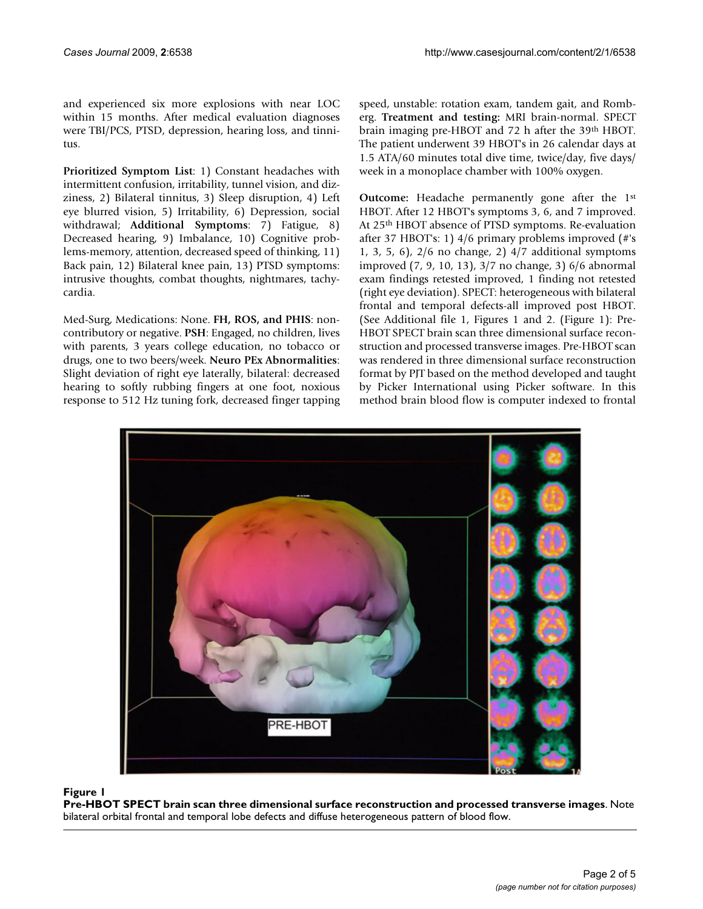and experienced six more explosions with near LOC within 15 months. After medical evaluation diagnoses were TBI/PCS, PTSD, depression, hearing loss, and tinnitus.

**Prioritized Symptom List**: 1) Constant headaches with intermittent confusion, irritability, tunnel vision, and dizziness, 2) Bilateral tinnitus, 3) Sleep disruption, 4) Left eye blurred vision, 5) Irritability, 6) Depression, social withdrawal; **Additional Symptoms**: 7) Fatigue, 8) Decreased hearing, 9) Imbalance, 10) Cognitive problems-memory, attention, decreased speed of thinking, 11) Back pain, 12) Bilateral knee pain, 13) PTSD symptoms: intrusive thoughts, combat thoughts, nightmares, tachycardia.

Med-Surg, Medications: None. **FH, ROS, and PHIS**: noncontributory or negative. **PSH**: Engaged, no children, lives with parents, 3 years college education, no tobacco or drugs, one to two beers/week. **Neuro PEx Abnormalities**: Slight deviation of right eye laterally, bilateral: decreased hearing to softly rubbing fingers at one foot, noxious response to 512 Hz tuning fork, decreased finger tapping speed, unstable: rotation exam, tandem gait, and Romberg. **Treatment and testing:** MRI brain-normal. SPECT brain imaging pre-HBOT and 72 h after the 39th HBOT. The patient underwent 39 HBOT's in 26 calendar days at 1.5 ATA/60 minutes total dive time, twice/day, five days/week in a monoplace chamber with 100% oxygen.

**Outcome:** Headache permanently gone after the 1st HBOT. After 12 HBOT's symptoms 3, 6, and 7 improved. At 25th HBOT absence of PTSD symptoms. Re-evaluation after 37 HBOT's: 1) 4/6 primary problems improved (#'s 1, 3, 5, 6), 2/6 no change, 2) 4/7 additional symptoms improved (7, 9, 10, 13), 3/7 no change, 3) 6/6 abnormal exam findings retested improved, 1 finding not retested (right eye deviation). SPECT: heterogeneous with bilateral frontal and temporal defects-all improved post HBOT. (See Additional file 1, Figures 1 and 2. (Figure 1): Pre-HBOT SPECT brain scan three dimensional surface reconstruction and processed transverse images. Pre-HBOT scan was rendered in three dimensional surface reconstruction format by PJT based on the method developed and taught by Picker International using Picker software. In this method brain blood flow is computer indexed to frontal

**Figure 1**
**Pre-HBOT SPECT brain scan three dimensional surface reconstruction and processed transverse images**. Note bilateral orbital frontal and temporal lobe defects and diffuse heterogeneous pattern of blood flow.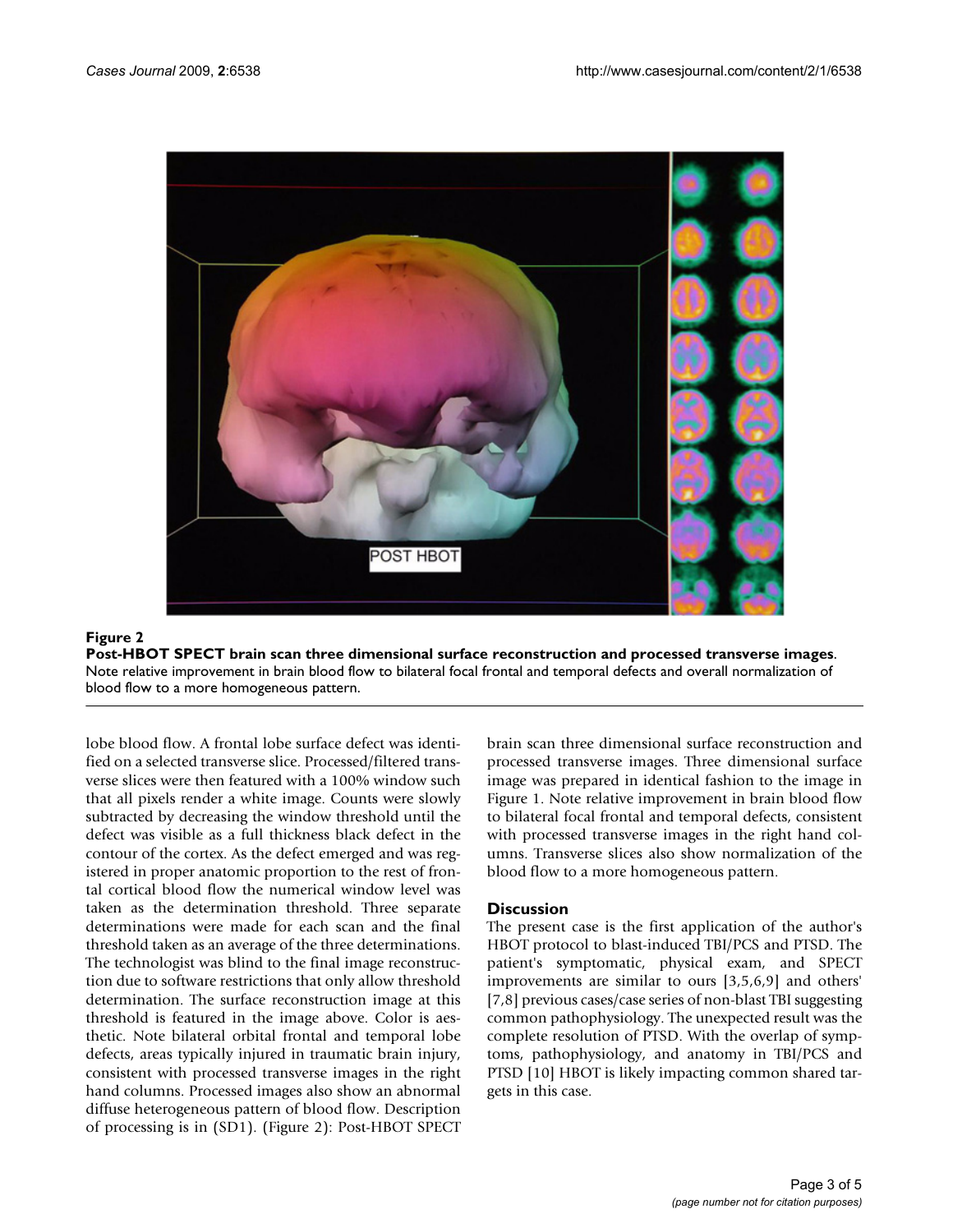POST HBOT

**Figure 2**

**Post-HBOT SPECT brain scan three dimensional surface reconstruction and processed transverse images**. Note relative improvement in brain blood flow to bilateral focal frontal and temporal defects and overall normalization of blood flow to a more homogeneous pattern.

lobe blood flow. A frontal lobe surface defect was identified on a selected transverse slice. Processed/filtered transverse slices were then featured with a 100% window such that all pixels render a white image. Counts were slowly subtracted by decreasing the window threshold until the defect was visible as a full thickness black defect in the contour of the cortex. As the defect emerged and was registered in proper anatomic proportion to the rest of frontal cortical blood flow the numerical window level was taken as the determination threshold. Three separate determinations were made for each scan and the final threshold taken as an average of the three determinations. The technologist was blind to the final image reconstruction due to software restrictions that only allow threshold determination. The surface reconstruction image at this threshold is featured in the image above. Color is aesthetic. Note bilateral orbital frontal and temporal lobe defects, areas typically injured in traumatic brain injury, consistent with processed transverse images in the right hand columns. Processed images also show an abnormal diffuse heterogeneous pattern of blood flow. Description of processing is in (SD1). (Figure 2): Post-HBOT SPECT brain scan three dimensional surface reconstruction and processed transverse images. Three dimensional surface image was prepared in identical fashion to the image in Figure 1. Note relative improvement in brain blood flow to bilateral focal frontal and temporal defects, consistent with processed transverse images in the right hand columns. Transverse slices also show normalization of the blood flow to a more homogeneous pattern.

## Discussion

The present case is the first application of the author's HBOT protocol to blast-induced TBI/PCS and PTSD. The patient's symptomatic, physical exam, and SPECT improvements are similar to ours [3,5,6,9] and others' [7,8] previous cases/case series of non-blast TBI suggesting common pathophysiology. The unexpected result was the complete resolution of PTSD. With the overlap of symptoms, pathophysiology, and anatomy in TBI/PCS and PTSD [10] HBOT is likely impacting common shared targets in this case.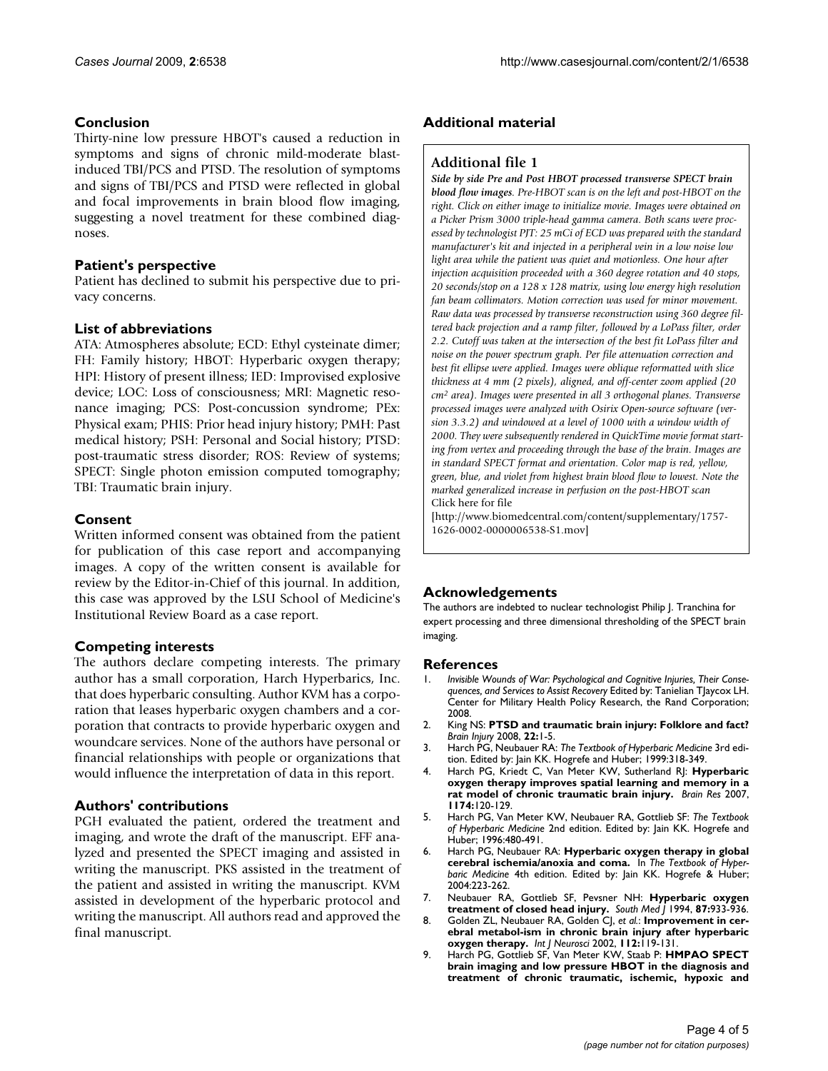## Conclusion

Thirty-nine low pressure HBOT's caused a reduction in symptoms and signs of chronic mild-moderate blast-induced TBI/PCS and PTSD. The resolution of symptoms and signs of TBI/PCS and PTSD were reflected in global and focal improvements in brain blood flow imaging, suggesting a novel treatment for these combined diagnoses.

## Patient's perspective

Patient has declined to submit his perspective due to privacy concerns.

## List of abbreviations

ATA: Atmospheres absolute; ECD: Ethyl cysteinate dimer; FH: Family history; HBOT: Hyperbaric oxygen therapy; HPI: History of present illness; IED: Improvised explosive device; LOC: Loss of consciousness; MRI: Magnetic resonance imaging; PCS: Post-concussion syndrome; PEx: Physical exam; PHIS: Prior head injury history; PMH: Past medical history; PSH: Personal and Social history; PTSD: post-traumatic stress disorder; ROS: Review of systems; SPECT: Single photon emission computed tomography; TBI: Traumatic brain injury.

## Consent

Written informed consent was obtained from the patient for publication of this case report and accompanying images. A copy of the written consent is available for review by the Editor-in-Chief of this journal. In addition, this case was approved by the LSU School of Medicine's Institutional Review Board as a case report.

## Competing interests

The authors declare competing interests. The primary author has a small corporation, Harch Hyperbarics, Inc. that does hyperbaric consulting. Author KVM has a corporation that leases hyperbaric oxygen chambers and a corporation that contracts to provide hyperbaric oxygen and woundcare services. None of the authors have personal or financial relationships with people or organizations that would influence the interpretation of data in this report.

## Authors' contributions

PGH evaluated the patient, ordered the treatment and imaging, and wrote the draft of the manuscript. EFF analyzed and presented the SPECT imaging and assisted in writing the manuscript. PKS assisted in the treatment of the patient and assisted in writing the manuscript. KVM assisted in development of the hyperbaric protocol and writing the manuscript. All authors read and approved the final manuscript.

## Additional material

### Additional file 1

***Side by side Pre and Post HBOT processed transverse SPECT brain blood flow images.*** *Pre-HBOT scan is on the left and post-HBOT on the right. Click on either image to initialize movie. Images were obtained on a Picker Prism 3000 triple-head gamma camera. Both scans were processed by technologist PJT: 25 mCi of ECD was prepared with the standard manufacturer's kit and injected in a peripheral vein in a low noise low light area while the patient was quiet and motionless. One hour after injection acquisition proceeded with a 360 degree rotation and 40 stops, 20 seconds/stop on a 128 x 128 matrix, using low energy high resolution fan beam collimators. Motion correction was used for minor movement. Raw data was processed by transverse reconstruction using 360 degree filtered back projection and a ramp filter, followed by a LoPass filter, order 2.2. Cutoff was taken at the intersection of the best fit LoPass filter and noise on the power spectrum graph. Per file attenuation correction and best fit ellipse were applied. Images were oblique reformatted with slice thickness at 4 mm (2 pixels), aligned, and off-center zoom applied (20 cm² area). Images were presented in all 3 orthogonal planes. Transverse processed images were analyzed with Osirix Open-source software (version 3.3.2) and windowed at a level of 1000 with a window width of 2000. They were subsequently rendered in QuickTime movie format starting from vertex and proceeding through the base of the brain. Images are in standard SPECT format and orientation. Color map is red, yellow, green, blue, and violet from highest brain blood flow to lowest. Note the marked generalized increase in perfusion on the post-HBOT scan*

Click here for file

[http://www.biomedcentral.com/content/supplementary/1757-1626-0002-0000006538-S1.mov]

## Acknowledgements

The authors are indebted to nuclear technologist Philip J. Tranchina for expert processing and three dimensional thresholding of the SPECT brain imaging.

## References

1. *Invisible Wounds of War: Psychological and Cognitive Injuries, Their Consequences, and Services to Assist Recovery* Edited by: Tanielian TJaycox LH. Center for Military Health Policy Research, the Rand Corporation; 2008.
2. King NS: **PTSD and traumatic brain injury: Folklore and fact?** *Brain Injury* 2008, **22:**1-5.
3. Harch PG, Neubauer RA: *The Textbook of Hyperbaric Medicine* 3rd edition. Edited by: Jain KK. Hogrefe and Huber; 1999:318-349.
4. Harch PG, Kriedt C, Van Meter KW, Sutherland RJ: **Hyperbaric oxygen therapy improves spatial learning and memory in a rat model of chronic traumatic brain injury.** *Brain Res* 2007, **1174:**120-129.
5. Harch PG, Van Meter KW, Neubauer RA, Gottlieb SF: *The Textbook of Hyperbaric Medicine* 2nd edition. Edited by: Jain KK. Hogrefe and Huber; 1996:480-491.
6. Harch PG, Neubauer RA: **Hyperbaric oxygen therapy in global cerebral ischemia/anoxia and coma.** In *The Textbook of Hyperbaric Medicine* 4th edition. Edited by: Jain KK. Hogrefe & Huber; 2004:223-262.
7. Neubauer RA, Gottlieb SF, Pevsner NH: **Hyperbaric oxygen treatment of closed head injury.** *South Med J* 1994, **87:**933-936.
8. Golden ZL, Neubauer RA, Golden CJ, *et al.*: **Improvement in cerebral metabol-ism in chronic brain injury after hyperbaric oxygen therapy.** *Int J Neurosci* 2002, **112:**119-131.
9. Harch PG, Gottlieb SF, Van Meter KW, Staab P: **HMPAO SPECT brain imaging and low pressure HBOT in the diagnosis and treatment of chronic traumatic, ischemic, hypoxic and**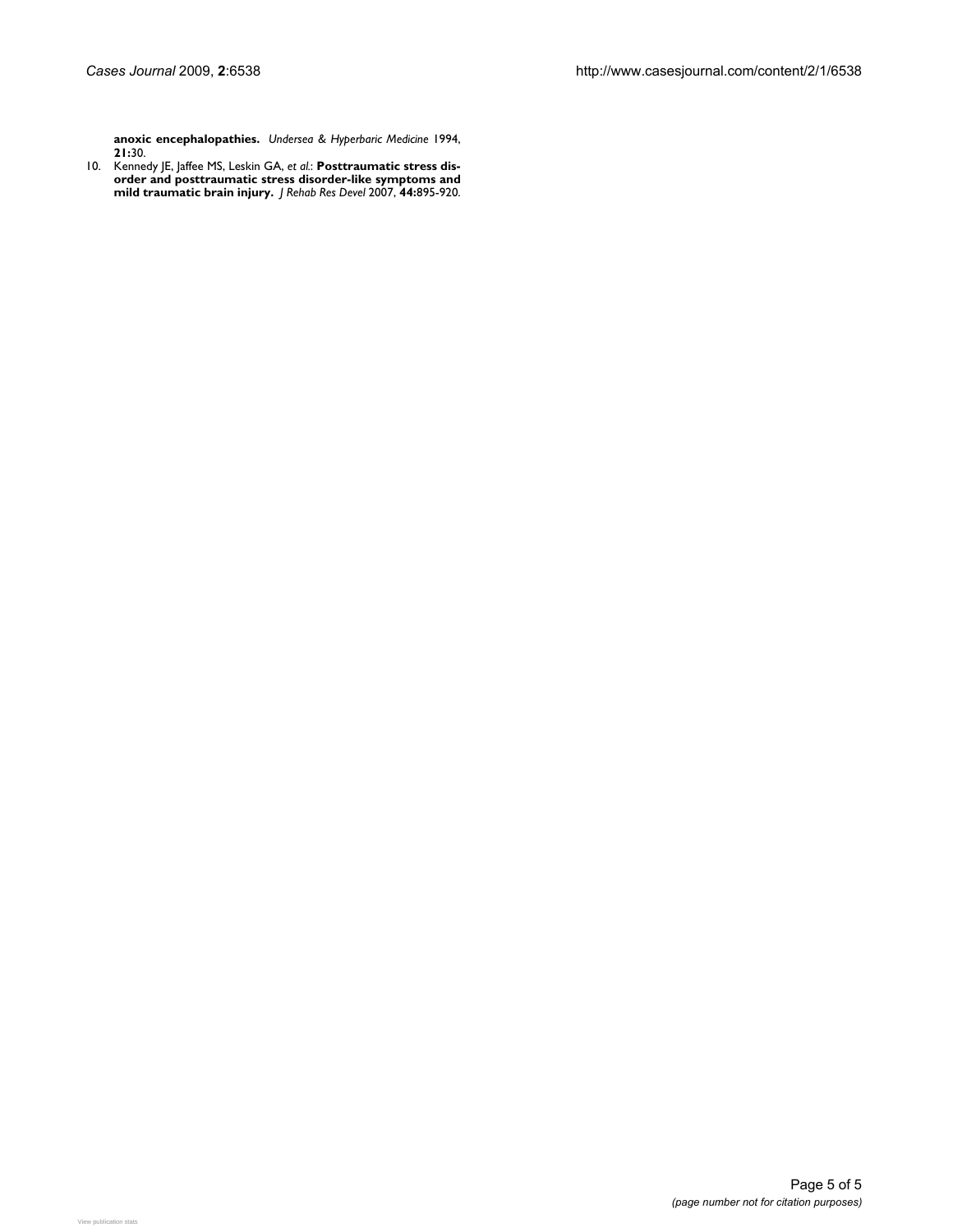**anoxic encephalopathies.** *Undersea & Hyperbaric Medicine* 1994, **21:**30.

10. Kennedy JE, Jaffee MS, Leskin GA, *et al.*: **Posttraumatic stress disorder and posttraumatic stress disorder-like symptoms and mild traumatic brain injury.** *J Rehab Res Devel* 2007, **44:**895-920.